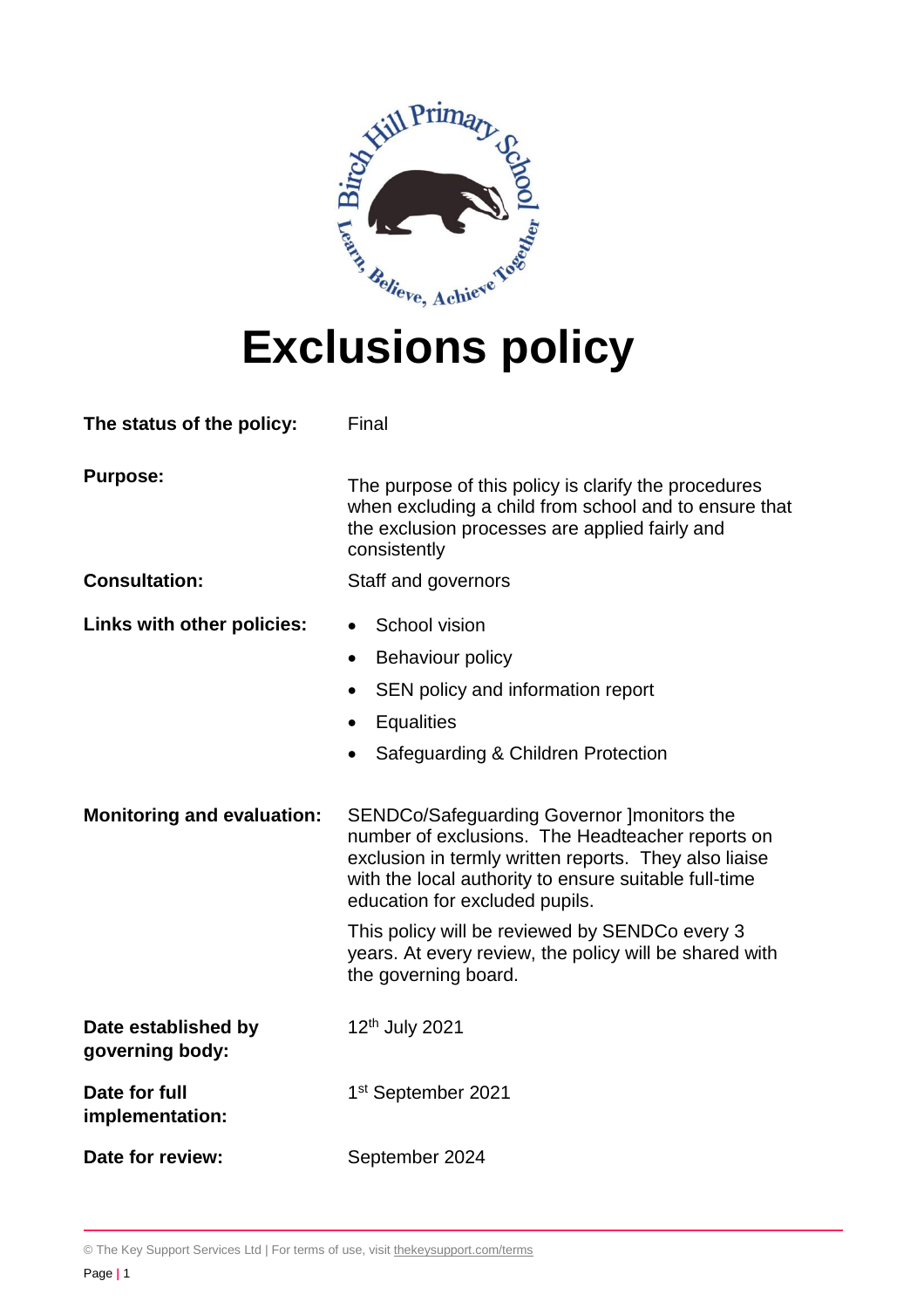# Exclusions policy

| | |
|---|---|
| **The status of the policy:** | Final |
| **Purpose:** | The purpose of this policy is clarify the procedures when excluding a child from school and to ensure that the exclusion processes are applied fairly and consistently |
| **Consultation:** | Staff and governors |
| **Links with other policies:** | • School vision<br>• Behaviour policy<br>• SEN policy and information report<br>• Equalities<br>• Safeguarding & Children Protection |
| **Monitoring and evaluation:** | SENDCo/Safeguarding Governor ]monitors the number of exclusions. The Headteacher reports on exclusion in termly written reports. They also liaise with the local authority to ensure suitable full-time education for excluded pupils.<br><br>This policy will be reviewed by SENDCo every 3 years. At every review, the policy will be shared with the governing board. |
| **Date established by governing body:** | 12th July 2021 |
| **Date for full implementation:** | 1st September 2021 |
| **Date for review:** | September 2024 |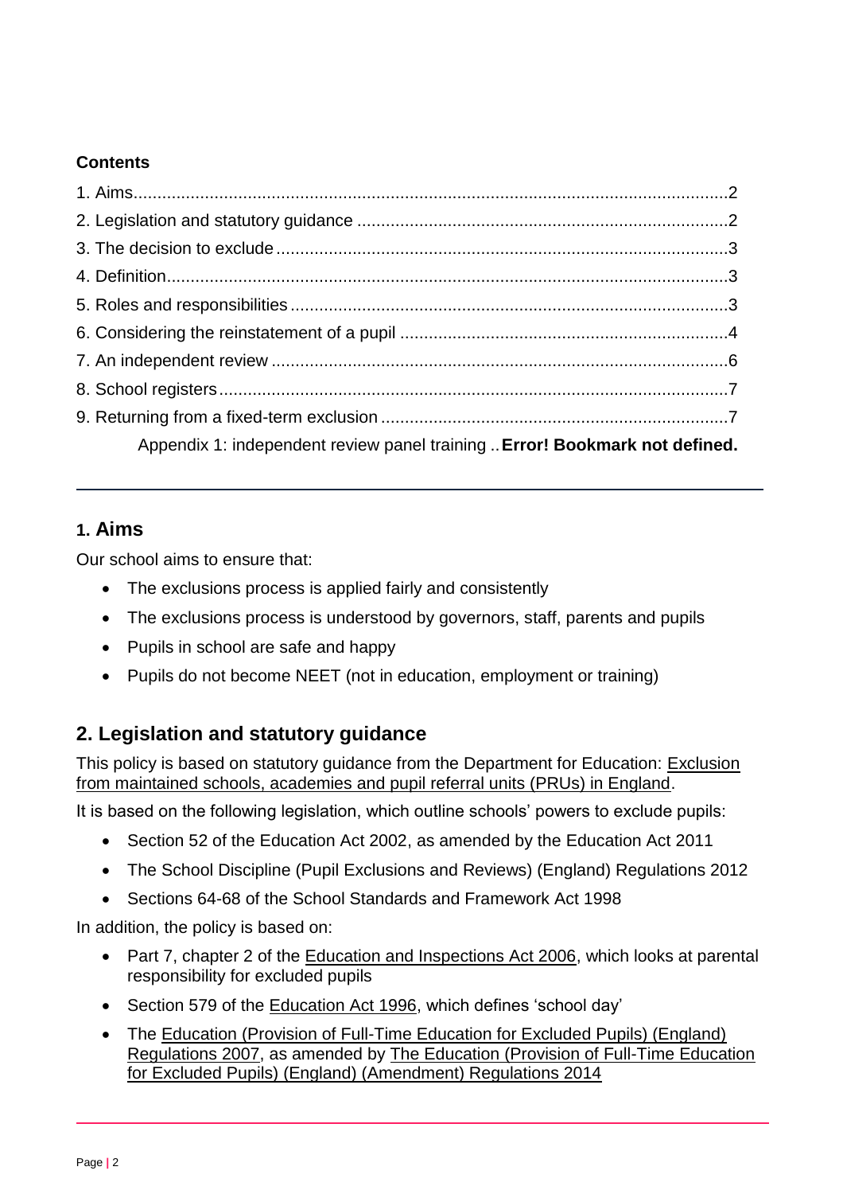**Contents**

1. Aims .......... 2
2. Legislation and statutory guidance .......... 2
3. The decision to exclude .......... 3
4. Definition .......... 3
5. Roles and responsibilities .......... 3
6. Considering the reinstatement of a pupil .......... 4
7. An independent review .......... 6
8. School registers .......... 7
9. Returning from a fixed-term exclusion .......... 7

Appendix 1: independent review panel training .. **Error! Bookmark not defined.**

---

## 1. Aims

Our school aims to ensure that:

- The exclusions process is applied fairly and consistently
- The exclusions process is understood by governors, staff, parents and pupils
- Pupils in school are safe and happy
- Pupils do not become NEET (not in education, employment or training)

## 2. Legislation and statutory guidance

This policy is based on statutory guidance from the Department for Education: Exclusion from maintained schools, academies and pupil referral units (PRUs) in England.

It is based on the following legislation, which outline schools' powers to exclude pupils:

- Section 52 of the Education Act 2002, as amended by the Education Act 2011
- The School Discipline (Pupil Exclusions and Reviews) (England) Regulations 2012
- Sections 64-68 of the School Standards and Framework Act 1998

In addition, the policy is based on:

- Part 7, chapter 2 of the Education and Inspections Act 2006, which looks at parental responsibility for excluded pupils
- Section 579 of the Education Act 1996, which defines 'school day'
- The Education (Provision of Full-Time Education for Excluded Pupils) (England) Regulations 2007, as amended by The Education (Provision of Full-Time Education for Excluded Pupils) (England) (Amendment) Regulations 2014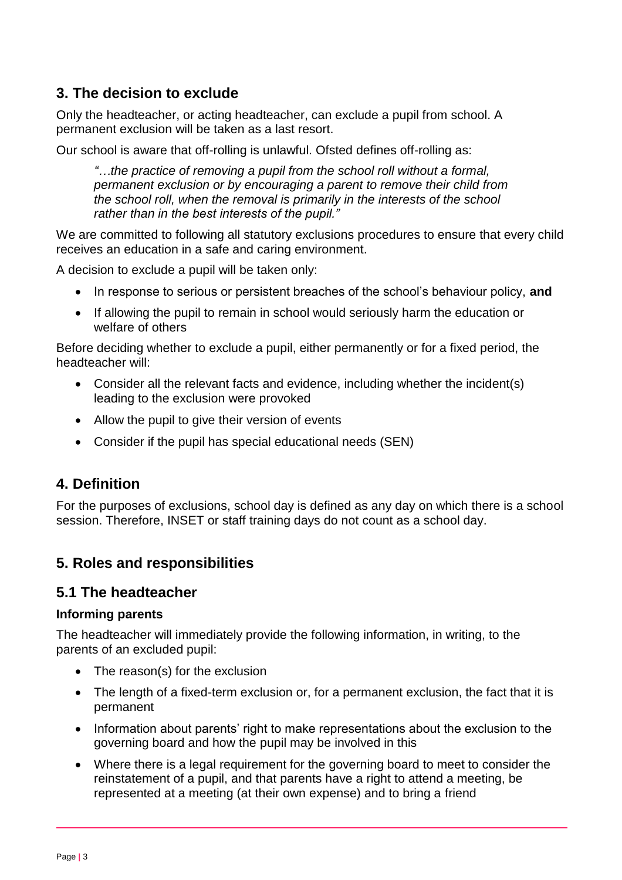## 3. The decision to exclude

Only the headteacher, or acting headteacher, can exclude a pupil from school. A permanent exclusion will be taken as a last resort.

Our school is aware that off-rolling is unlawful. Ofsted defines off-rolling as:

> *"…the practice of removing a pupil from the school roll without a formal, permanent exclusion or by encouraging a parent to remove their child from the school roll, when the removal is primarily in the interests of the school rather than in the best interests of the pupil."*

We are committed to following all statutory exclusions procedures to ensure that every child receives an education in a safe and caring environment.

A decision to exclude a pupil will be taken only:

- In response to serious or persistent breaches of the school's behaviour policy, **and**
- If allowing the pupil to remain in school would seriously harm the education or welfare of others

Before deciding whether to exclude a pupil, either permanently or for a fixed period, the headteacher will:

- Consider all the relevant facts and evidence, including whether the incident(s) leading to the exclusion were provoked
- Allow the pupil to give their version of events
- Consider if the pupil has special educational needs (SEN)

## 4. Definition

For the purposes of exclusions, school day is defined as any day on which there is a school session. Therefore, INSET or staff training days do not count as a school day.

## 5. Roles and responsibilities

## 5.1 The headteacher

**Informing parents**

The headteacher will immediately provide the following information, in writing, to the parents of an excluded pupil:

- The reason(s) for the exclusion
- The length of a fixed-term exclusion or, for a permanent exclusion, the fact that it is permanent
- Information about parents' right to make representations about the exclusion to the governing board and how the pupil may be involved in this
- Where there is a legal requirement for the governing board to meet to consider the reinstatement of a pupil, and that parents have a right to attend a meeting, be represented at a meeting (at their own expense) and to bring a friend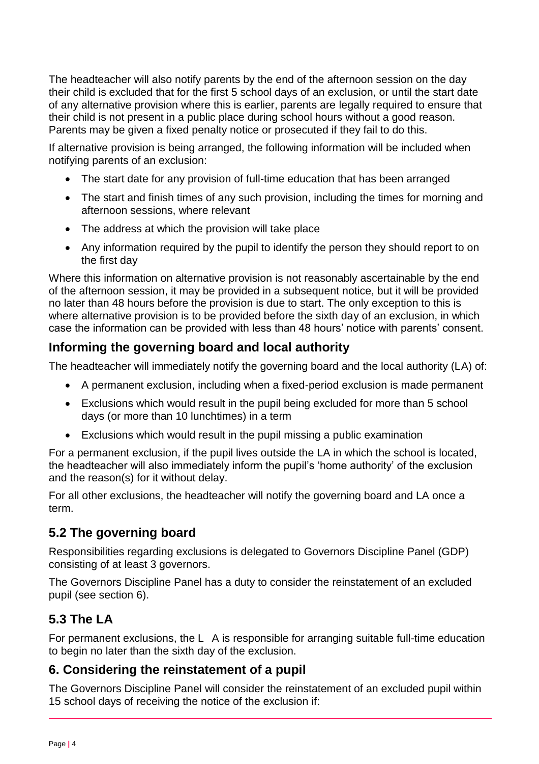The headteacher will also notify parents by the end of the afternoon session on the day their child is excluded that for the first 5 school days of an exclusion, or until the start date of any alternative provision where this is earlier, parents are legally required to ensure that their child is not present in a public place during school hours without a good reason. Parents may be given a fixed penalty notice or prosecuted if they fail to do this.

If alternative provision is being arranged, the following information will be included when notifying parents of an exclusion:

- The start date for any provision of full-time education that has been arranged
- The start and finish times of any such provision, including the times for morning and afternoon sessions, where relevant
- The address at which the provision will take place
- Any information required by the pupil to identify the person they should report to on the first day

Where this information on alternative provision is not reasonably ascertainable by the end of the afternoon session, it may be provided in a subsequent notice, but it will be provided no later than 48 hours before the provision is due to start. The only exception to this is where alternative provision is to be provided before the sixth day of an exclusion, in which case the information can be provided with less than 48 hours' notice with parents' consent.

### Informing the governing board and local authority

The headteacher will immediately notify the governing board and the local authority (LA) of:

- A permanent exclusion, including when a fixed-period exclusion is made permanent
- Exclusions which would result in the pupil being excluded for more than 5 school days (or more than 10 lunchtimes) in a term
- Exclusions which would result in the pupil missing a public examination

For a permanent exclusion, if the pupil lives outside the LA in which the school is located, the headteacher will also immediately inform the pupil's 'home authority' of the exclusion and the reason(s) for it without delay.

For all other exclusions, the headteacher will notify the governing board and LA once a term.

## 5.2 The governing board

Responsibilities regarding exclusions is delegated to Governors Discipline Panel (GDP) consisting of at least 3 governors.

The Governors Discipline Panel has a duty to consider the reinstatement of an excluded pupil (see section 6).

## 5.3 The LA

For permanent exclusions, the L A is responsible for arranging suitable full-time education to begin no later than the sixth day of the exclusion.

## 6. Considering the reinstatement of a pupil

The Governors Discipline Panel will consider the reinstatement of an excluded pupil within 15 school days of receiving the notice of the exclusion if: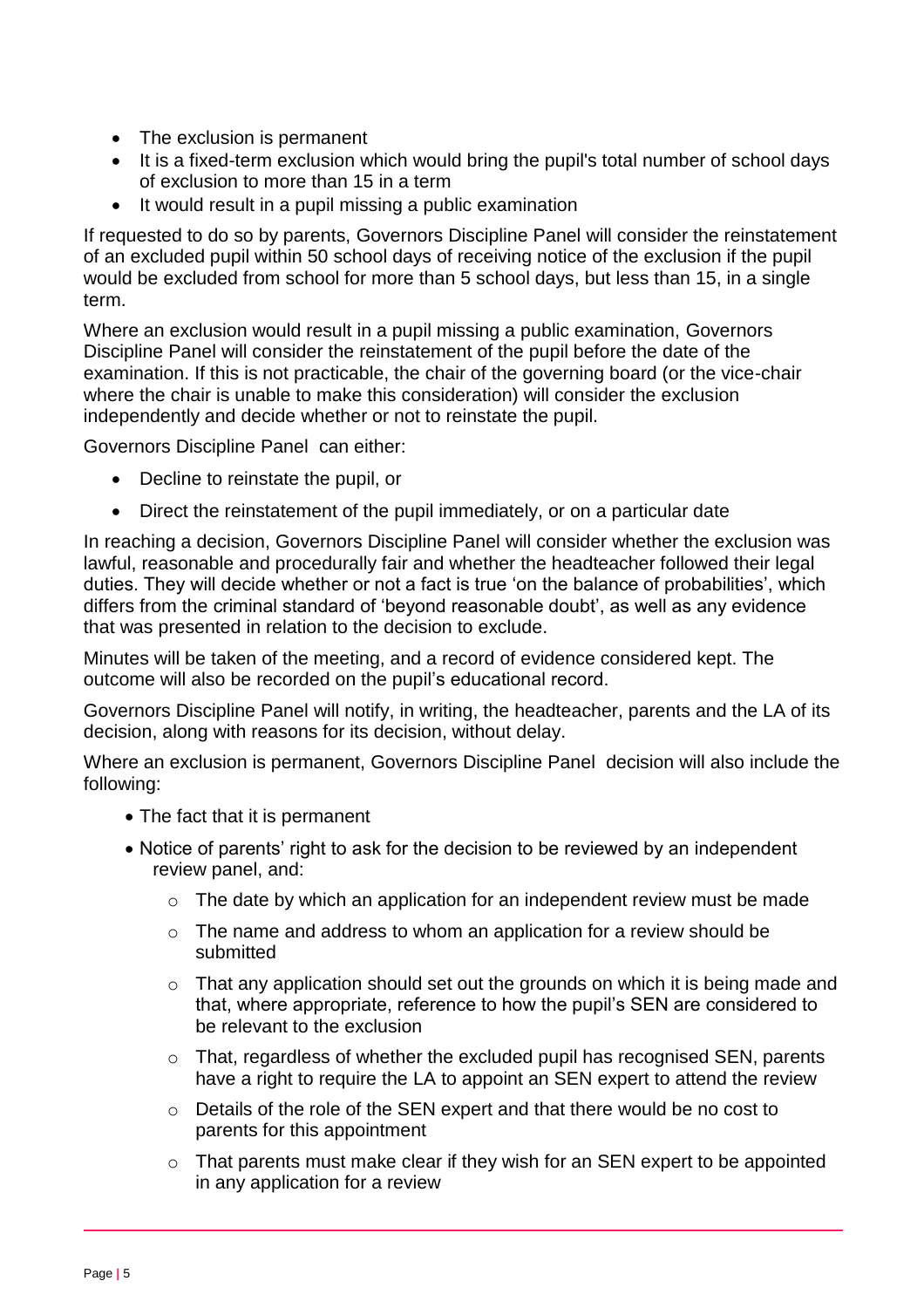- The exclusion is permanent
- It is a fixed-term exclusion which would bring the pupil's total number of school days of exclusion to more than 15 in a term
- It would result in a pupil missing a public examination

If requested to do so by parents, Governors Discipline Panel will consider the reinstatement of an excluded pupil within 50 school days of receiving notice of the exclusion if the pupil would be excluded from school for more than 5 school days, but less than 15, in a single term.

Where an exclusion would result in a pupil missing a public examination, Governors Discipline Panel will consider the reinstatement of the pupil before the date of the examination. If this is not practicable, the chair of the governing board (or the vice-chair where the chair is unable to make this consideration) will consider the exclusion independently and decide whether or not to reinstate the pupil.

Governors Discipline Panel can either:

- Decline to reinstate the pupil, or
- Direct the reinstatement of the pupil immediately, or on a particular date

In reaching a decision, Governors Discipline Panel will consider whether the exclusion was lawful, reasonable and procedurally fair and whether the headteacher followed their legal duties. They will decide whether or not a fact is true 'on the balance of probabilities', which differs from the criminal standard of 'beyond reasonable doubt', as well as any evidence that was presented in relation to the decision to exclude.

Minutes will be taken of the meeting, and a record of evidence considered kept. The outcome will also be recorded on the pupil's educational record.

Governors Discipline Panel will notify, in writing, the headteacher, parents and the LA of its decision, along with reasons for its decision, without delay.

Where an exclusion is permanent, Governors Discipline Panel decision will also include the following:

- The fact that it is permanent
- Notice of parents' right to ask for the decision to be reviewed by an independent review panel, and:
    - The date by which an application for an independent review must be made
    - The name and address to whom an application for a review should be submitted
    - That any application should set out the grounds on which it is being made and that, where appropriate, reference to how the pupil's SEN are considered to be relevant to the exclusion
    - That, regardless of whether the excluded pupil has recognised SEN, parents have a right to require the LA to appoint an SEN expert to attend the review
    - Details of the role of the SEN expert and that there would be no cost to parents for this appointment
    - That parents must make clear if they wish for an SEN expert to be appointed in any application for a review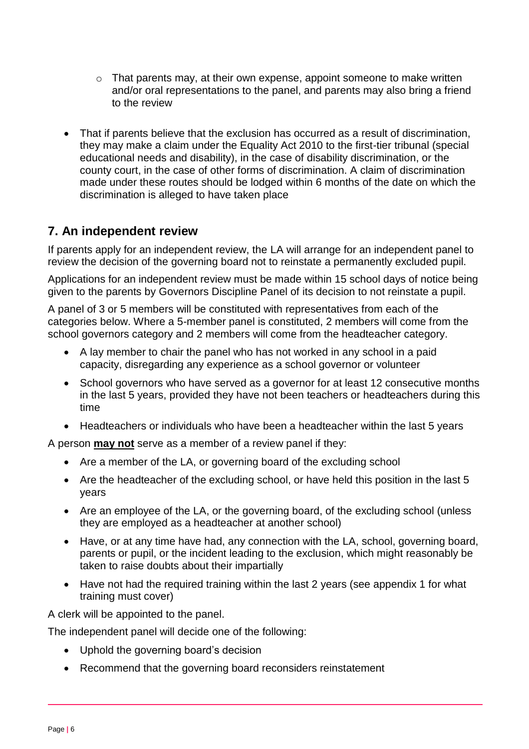- That parents may, at their own expense, appoint someone to make written and/or oral representations to the panel, and parents may also bring a friend to the review

- That if parents believe that the exclusion has occurred as a result of discrimination, they may make a claim under the Equality Act 2010 to the first-tier tribunal (special educational needs and disability), in the case of disability discrimination, or the county court, in the case of other forms of discrimination. A claim of discrimination made under these routes should be lodged within 6 months of the date on which the discrimination is alleged to have taken place

## 7. An independent review

If parents apply for an independent review, the LA will arrange for an independent panel to review the decision of the governing board not to reinstate a permanently excluded pupil.

Applications for an independent review must be made within 15 school days of notice being given to the parents by Governors Discipline Panel of its decision to not reinstate a pupil.

A panel of 3 or 5 members will be constituted with representatives from each of the categories below. Where a 5-member panel is constituted, 2 members will come from the school governors category and 2 members will come from the headteacher category.

- A lay member to chair the panel who has not worked in any school in a paid capacity, disregarding any experience as a school governor or volunteer
- School governors who have served as a governor for at least 12 consecutive months in the last 5 years, provided they have not been teachers or headteachers during this time
- Headteachers or individuals who have been a headteacher within the last 5 years

A person **may not** serve as a member of a review panel if they:

- Are a member of the LA, or governing board of the excluding school
- Are the headteacher of the excluding school, or have held this position in the last 5 years
- Are an employee of the LA, or the governing board, of the excluding school (unless they are employed as a headteacher at another school)
- Have, or at any time have had, any connection with the LA, school, governing board, parents or pupil, or the incident leading to the exclusion, which might reasonably be taken to raise doubts about their impartially
- Have not had the required training within the last 2 years (see appendix 1 for what training must cover)

A clerk will be appointed to the panel.

The independent panel will decide one of the following:

- Uphold the governing board's decision
- Recommend that the governing board reconsiders reinstatement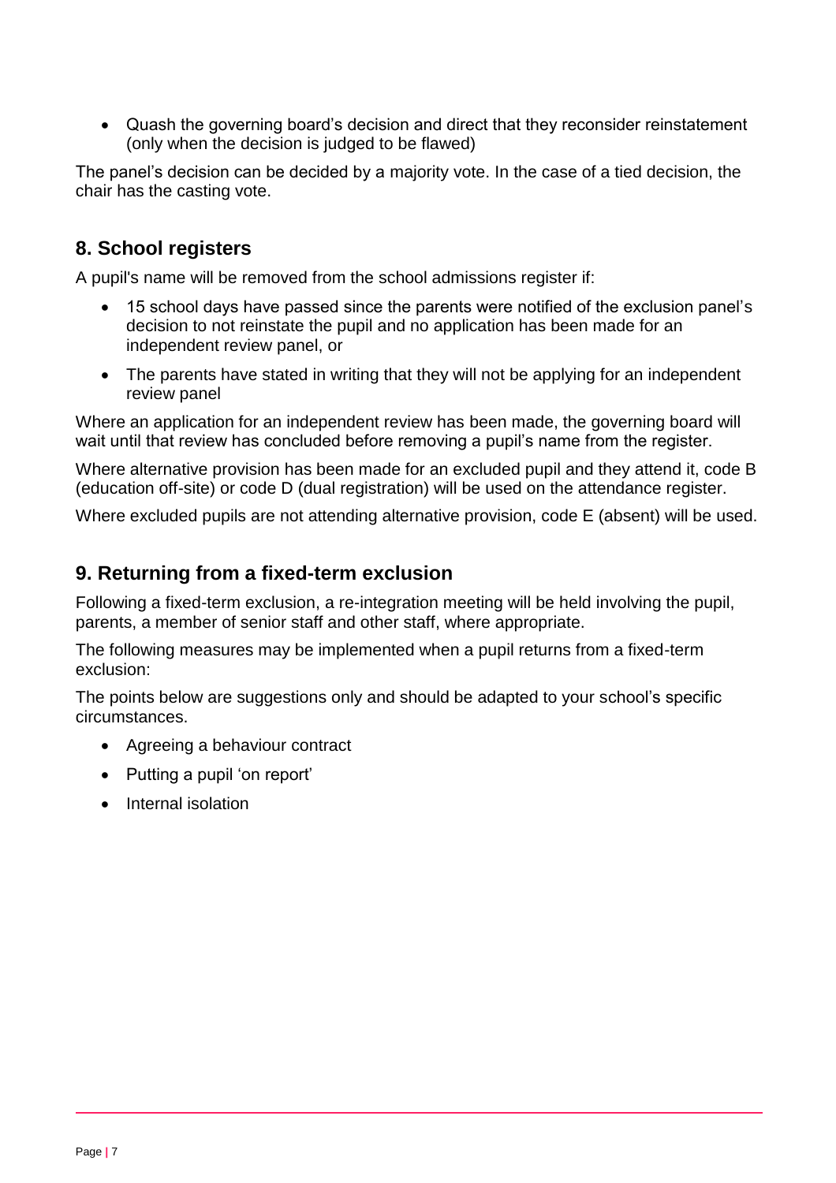- Quash the governing board's decision and direct that they reconsider reinstatement (only when the decision is judged to be flawed)

The panel's decision can be decided by a majority vote. In the case of a tied decision, the chair has the casting vote.

## 8. School registers

A pupil's name will be removed from the school admissions register if:

- 15 school days have passed since the parents were notified of the exclusion panel's decision to not reinstate the pupil and no application has been made for an independent review panel, or
- The parents have stated in writing that they will not be applying for an independent review panel

Where an application for an independent review has been made, the governing board will wait until that review has concluded before removing a pupil's name from the register.

Where alternative provision has been made for an excluded pupil and they attend it, code B (education off-site) or code D (dual registration) will be used on the attendance register.

Where excluded pupils are not attending alternative provision, code E (absent) will be used.

## 9. Returning from a fixed-term exclusion

Following a fixed-term exclusion, a re-integration meeting will be held involving the pupil, parents, a member of senior staff and other staff, where appropriate.

The following measures may be implemented when a pupil returns from a fixed-term exclusion:

The points below are suggestions only and should be adapted to your school's specific circumstances.

- Agreeing a behaviour contract
- Putting a pupil 'on report'
- Internal isolation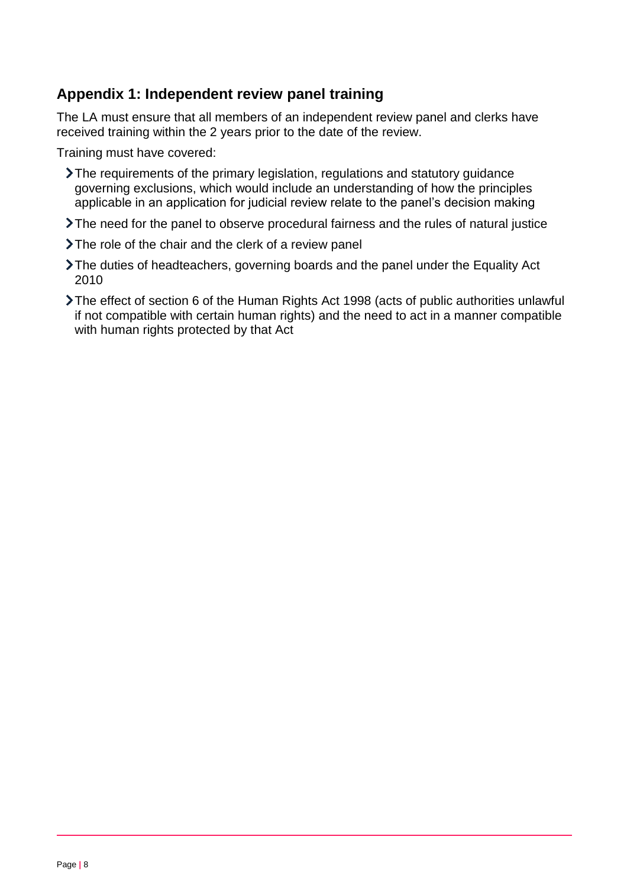## Appendix 1: Independent review panel training

The LA must ensure that all members of an independent review panel and clerks have received training within the 2 years prior to the date of the review.

Training must have covered:

- The requirements of the primary legislation, regulations and statutory guidance governing exclusions, which would include an understanding of how the principles applicable in an application for judicial review relate to the panel's decision making
- The need for the panel to observe procedural fairness and the rules of natural justice
- The role of the chair and the clerk of a review panel
- The duties of headteachers, governing boards and the panel under the Equality Act 2010
- The effect of section 6 of the Human Rights Act 1998 (acts of public authorities unlawful if not compatible with certain human rights) and the need to act in a manner compatible with human rights protected by that Act